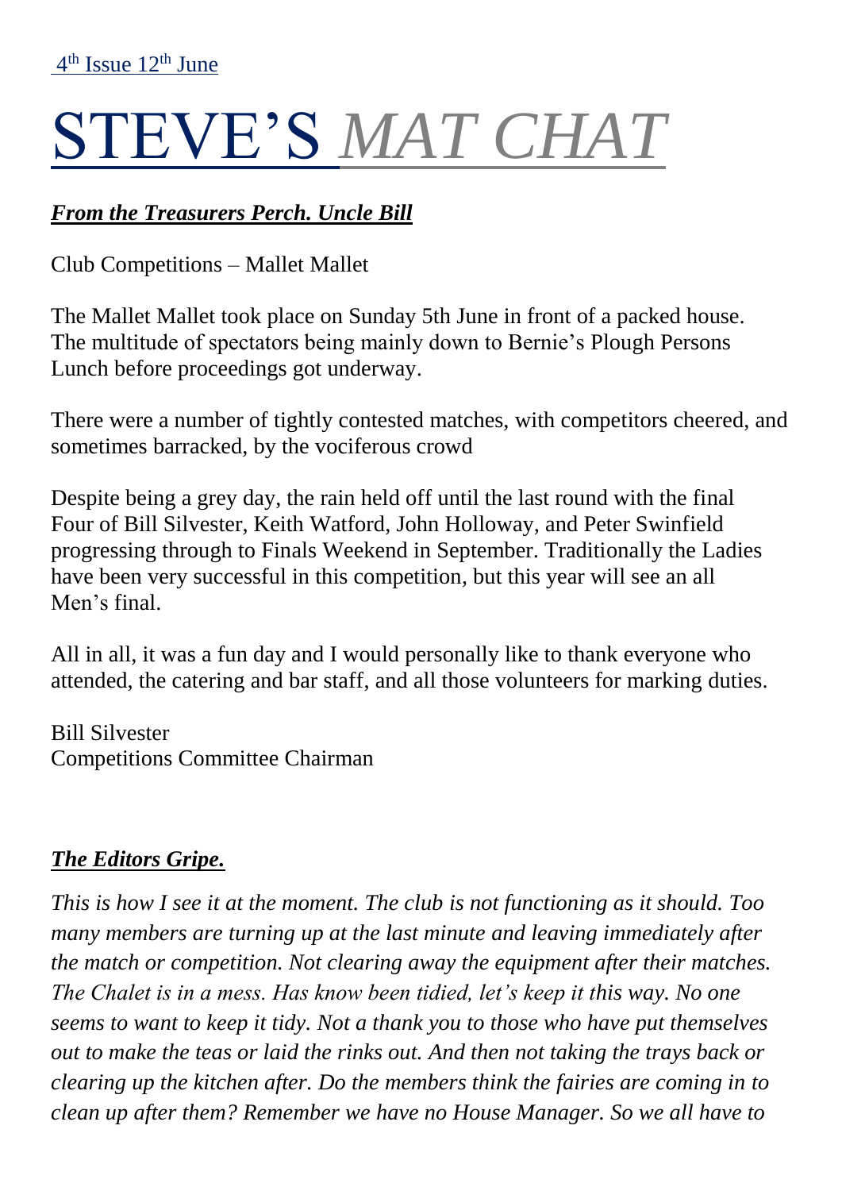4th Issue 12th June

# STEVE'S *MAT CHAT*

***From the Treasurers Perch. Uncle Bill***

Club Competitions – Mallet Mallet

The Mallet Mallet took place on Sunday 5th June in front of a packed house. The multitude of spectators being mainly down to Bernie's Plough Persons Lunch before proceedings got underway.

There were a number of tightly contested matches, with competitors cheered, and sometimes barracked, by the vociferous crowd

Despite being a grey day, the rain held off until the last round with the final Four of Bill Silvester, Keith Watford, John Holloway, and Peter Swinfield progressing through to Finals Weekend in September. Traditionally the Ladies have been very successful in this competition, but this year will see an all Men's final.

All in all, it was a fun day and I would personally like to thank everyone who attended, the catering and bar staff, and all those volunteers for marking duties.

Bill Silvester
Competitions Committee Chairman

***The Editors Gripe.***

*This is how I see it at the moment. The club is not functioning as it should. Too many members are turning up at the last minute and leaving immediately after the match or competition. Not clearing away the equipment after their matches. The Chalet is in a mess. Has know been tidied, let's keep it this way. No one seems to want to keep it tidy. Not a thank you to those who have put themselves out to make the teas or laid the rinks out. And then not taking the trays back or clearing up the kitchen after. Do the members think the fairies are coming in to clean up after them? Remember we have no House Manager. So we all have to*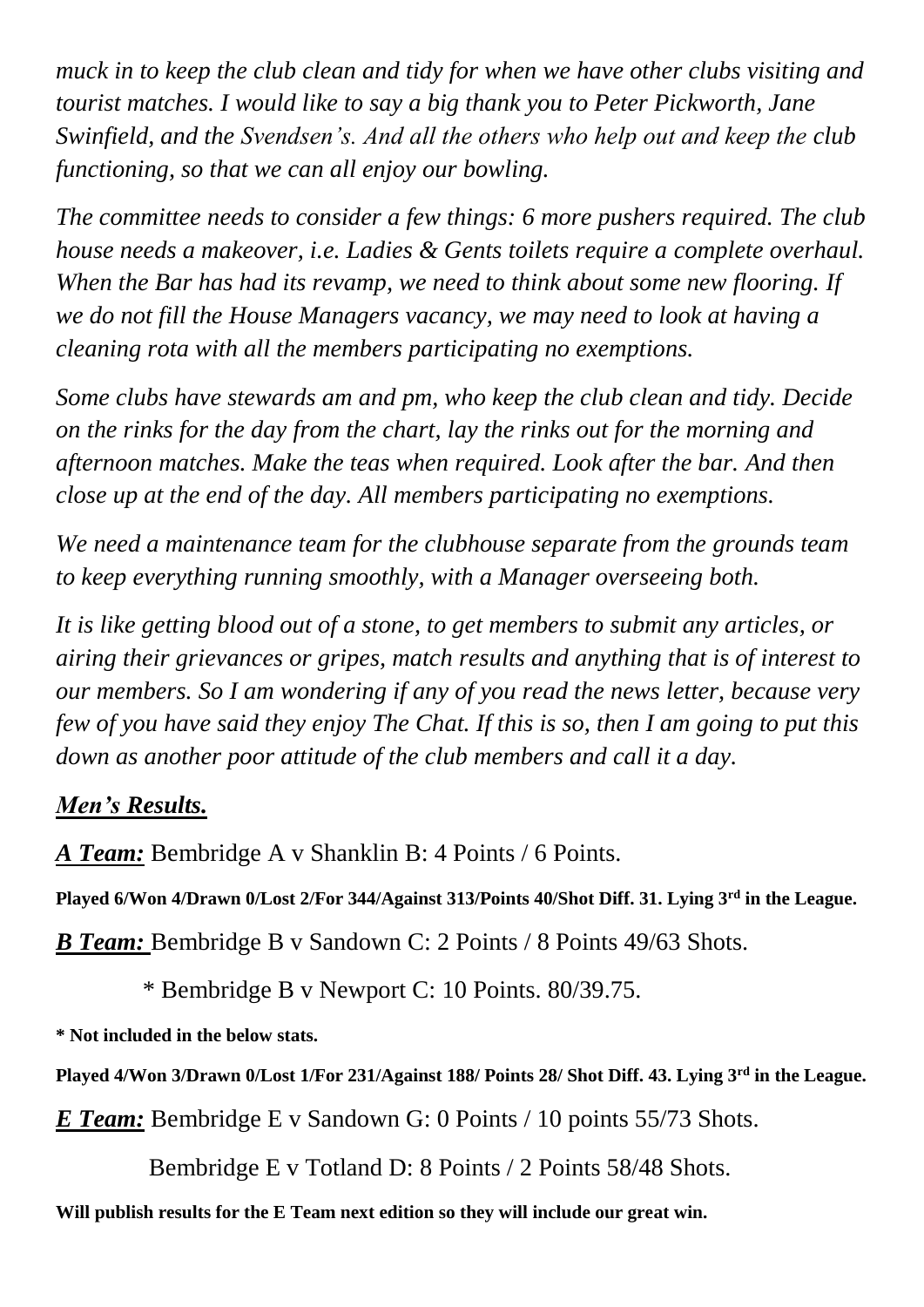*muck in to keep the club clean and tidy for when we have other clubs visiting and tourist matches. I would like to say a big thank you to Peter Pickworth, Jane Swinfield, and the Svendsen's. And all the others who help out and keep the club functioning, so that we can all enjoy our bowling.*

*The committee needs to consider a few things: 6 more pushers required. The club house needs a makeover, i.e. Ladies & Gents toilets require a complete overhaul. When the Bar has had its revamp, we need to think about some new flooring. If we do not fill the House Managers vacancy, we may need to look at having a cleaning rota with all the members participating no exemptions.*

*Some clubs have stewards am and pm, who keep the club clean and tidy. Decide on the rinks for the day from the chart, lay the rinks out for the morning and afternoon matches. Make the teas when required. Look after the bar. And then close up at the end of the day. All members participating no exemptions.*

*We need a maintenance team for the clubhouse separate from the grounds team to keep everything running smoothly, with a Manager overseeing both.*

*It is like getting blood out of a stone, to get members to submit any articles, or airing their grievances or gripes, match results and anything that is of interest to our members. So I am wondering if any of you read the news letter, because very few of you have said they enjoy The Chat. If this is so, then I am going to put this down as another poor attitude of the club members and call it a day.*

***<u>Men's Results.</u>***

***<u>A Team:</u>*** Bembridge A v Shanklin B: 4 Points / 6 Points.

**Played 6/Won 4/Drawn 0/Lost 2/For 344/Against 313/Points 40/Shot Diff. 31. Lying 3rd in the League.**

***<u>B Team:</u>*** Bembridge B v Sandown C: 2 Points / 8 Points 49/63 Shots.

\* Bembridge B v Newport C: 10 Points. 80/39.75.

**\* Not included in the below stats.**

**Played 4/Won 3/Drawn 0/Lost 1/For 231/Against 188/ Points 28/ Shot Diff. 43. Lying 3rd in the League.**

***<u>E Team:</u>*** Bembridge E v Sandown G: 0 Points / 10 points 55/73 Shots.

Bembridge E v Totland D: 8 Points / 2 Points 58/48 Shots.

**Will publish results for the E Team next edition so they will include our great win.**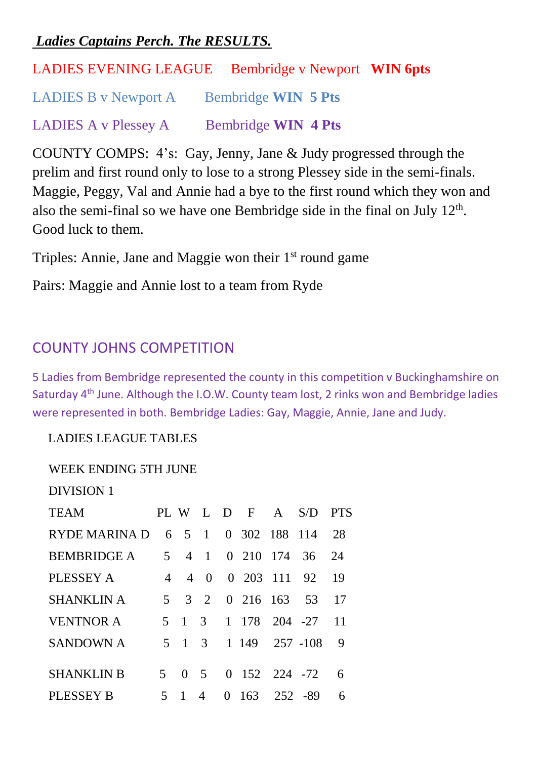***Ladies Captains Perch. The RESULTS.***

LADIES EVENING LEAGUE Bembridge v Newport **WIN 6pts**

LADIES B v Newport A Bembridge **WIN 5 Pts**

LADIES A v Plessey A Bembridge **WIN 4 Pts**

COUNTY COMPS: 4's: Gay, Jenny, Jane & Judy progressed through the prelim and first round only to lose to a strong Plessey side in the semi-finals. Maggie, Peggy, Val and Annie had a bye to the first round which they won and also the semi-final so we have one Bembridge side in the final on July 12th. Good luck to them.

Triples: Annie, Jane and Maggie won their 1st round game

Pairs: Maggie and Annie lost to a team from Ryde

## COUNTY JOHNS COMPETITION

5 Ladies from Bembridge represented the county in this competition v Buckinghamshire on Saturday 4th June. Although the I.O.W. County team lost, 2 rinks won and Bembridge ladies were represented in both. Bembridge Ladies: Gay, Maggie, Annie, Jane and Judy.

LADIES LEAGUE TABLES

WEEK ENDING 5TH JUNE

DIVISION 1

| TEAM | PL | W | L | D | F | A | S/D | PTS |
|---|---|---|---|---|---|---|---|---|
| RYDE MARINA D | 6 | 5 | 1 | 0 | 302 | 188 | 114 | 28 |
| BEMBRIDGE A | 5 | 4 | 1 | 0 | 210 | 174 | 36 | 24 |
| PLESSEY A | 4 | 4 | 0 | 0 | 203 | 111 | 92 | 19 |
| SHANKLIN A | 5 | 3 | 2 | 0 | 216 | 163 | 53 | 17 |
| VENTNOR A | 5 | 1 | 3 | 1 | 178 | 204 | -27 | 11 |
| SANDOWN A | 5 | 1 | 3 | 1 | 149 | 257 | -108 | 9 |
| SHANKLIN B | 5 | 0 | 5 | 0 | 152 | 224 | -72 | 6 |
| PLESSEY B | 5 | 1 | 4 | 0 | 163 | 252 | -89 | 6 |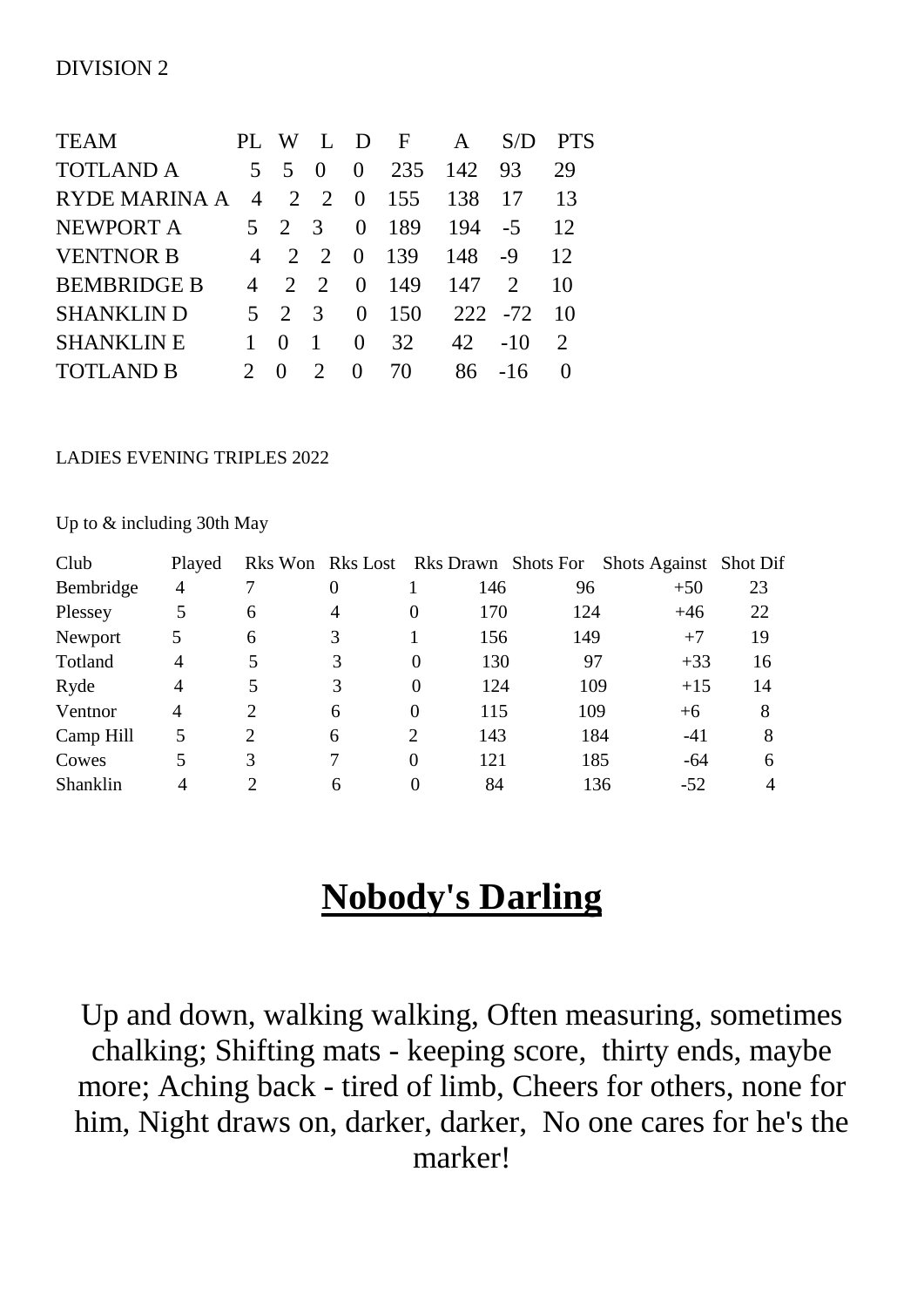DIVISION 2

| TEAM | PL | W | L | D | F | A | S/D | PTS |
|---|---|---|---|---|---|---|---|---|
| TOTLAND A | 5 | 5 | 0 | 0 | 235 | 142 | 93 | 29 |
| RYDE MARINA A | 4 | 2 | 2 | 0 | 155 | 138 | 17 | 13 |
| NEWPORT A | 5 | 2 | 3 | 0 | 189 | 194 | -5 | 12 |
| VENTNOR B | 4 | 2 | 2 | 0 | 139 | 148 | -9 | 12 |
| BEMBRIDGE B | 4 | 2 | 2 | 0 | 149 | 147 | 2 | 10 |
| SHANKLIN D | 5 | 2 | 3 | 0 | 150 | 222 | -72 | 10 |
| SHANKLIN E | 1 | 0 | 1 | 0 | 32 | 42 | -10 | 2 |
| TOTLAND B | 2 | 0 | 2 | 0 | 70 | 86 | -16 | 0 |

LADIES EVENING TRIPLES 2022

Up to & including 30th May

| Club | Played | Rks Won | Rks Lost | Rks Drawn | Shots For | Shots Against | Shot Dif |  |
|---|---|---|---|---|---|---|---|---|
| Bembridge | 4 | 7 | 0 | 1 | 146 | 96 | +50 | 23 |
| Plessey | 5 | 6 | 4 | 0 | 170 | 124 | +46 | 22 |
| Newport | 5 | 6 | 3 | 1 | 156 | 149 | +7 | 19 |
| Totland | 4 | 5 | 3 | 0 | 130 | 97 | +33 | 16 |
| Ryde | 4 | 5 | 3 | 0 | 124 | 109 | +15 | 14 |
| Ventnor | 4 | 2 | 6 | 0 | 115 | 109 | +6 | 8 |
| Camp Hill | 5 | 2 | 6 | 2 | 143 | 184 | -41 | 8 |
| Cowes | 5 | 3 | 7 | 0 | 121 | 185 | -64 | 6 |
| Shanklin | 4 | 2 | 6 | 0 | 84 | 136 | -52 | 4 |

# **Nobody's Darling**

Up and down, walking walking, Often measuring, sometimes chalking; Shifting mats - keeping score, thirty ends, maybe more; Aching back - tired of limb, Cheers for others, none for him, Night draws on, darker, darker, No one cares for he's the marker!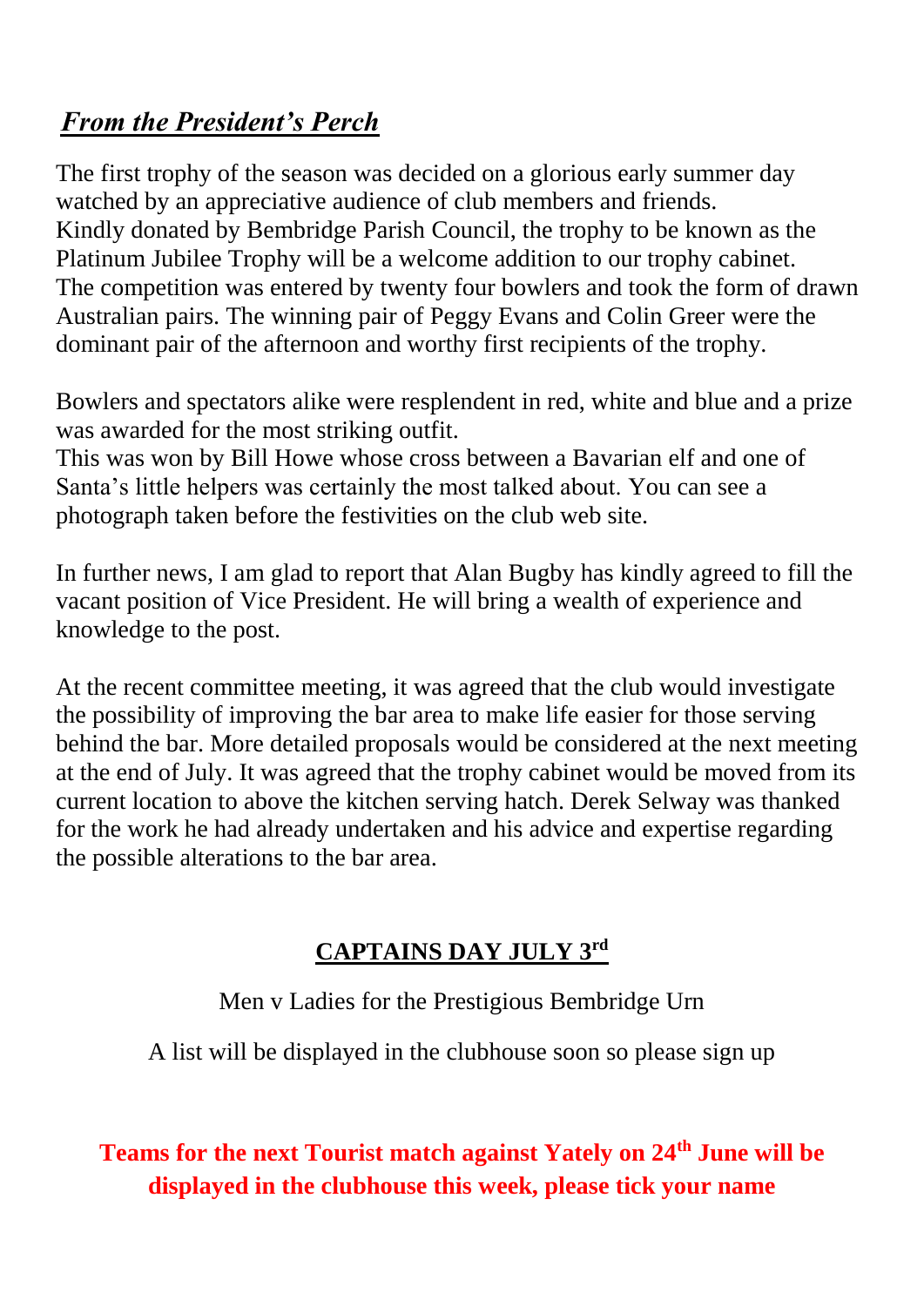## ***From the President's Perch***

The first trophy of the season was decided on a glorious early summer day watched by an appreciative audience of club members and friends.
Kindly donated by Bembridge Parish Council, the trophy to be known as the Platinum Jubilee Trophy will be a welcome addition to our trophy cabinet.
The competition was entered by twenty four bowlers and took the form of drawn Australian pairs. The winning pair of Peggy Evans and Colin Greer were the dominant pair of the afternoon and worthy first recipients of the trophy.

Bowlers and spectators alike were resplendent in red, white and blue and a prize was awarded for the most striking outfit.
This was won by Bill Howe whose cross between a Bavarian elf and one of Santa's little helpers was certainly the most talked about. You can see a photograph taken before the festivities on the club web site.

In further news, I am glad to report that Alan Bugby has kindly agreed to fill the vacant position of Vice President. He will bring a wealth of experience and knowledge to the post.

At the recent committee meeting, it was agreed that the club would investigate the possibility of improving the bar area to make life easier for those serving behind the bar. More detailed proposals would be considered at the next meeting at the end of July. It was agreed that the trophy cabinet would be moved from its current location to above the kitchen serving hatch. Derek Selway was thanked for the work he had already undertaken and his advice and expertise regarding the possible alterations to the bar area.

## CAPTAINS DAY JULY 3rd

Men v Ladies for the Prestigious Bembridge Urn

A list will be displayed in the clubhouse soon so please sign up

**Teams for the next Tourist match against Yately on 24th June will be displayed in the clubhouse this week, please tick your name**